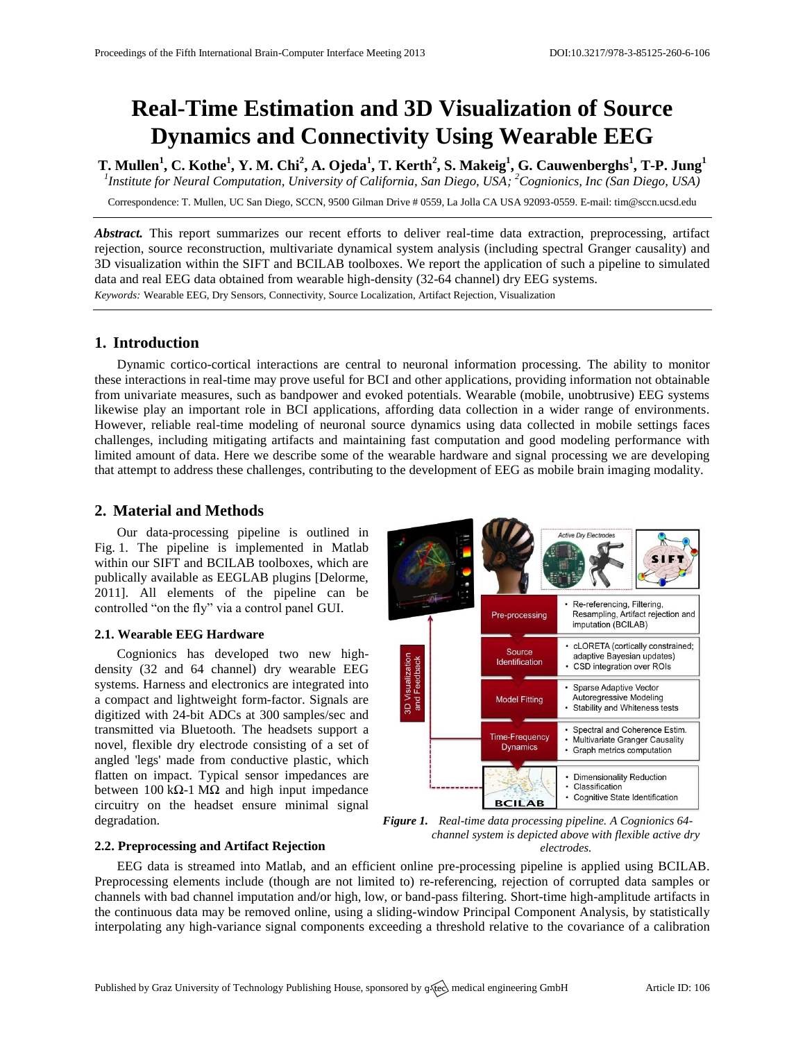# Real-Time Estimation and 3D Visualization of Source Dynamics and Connectivity Using Wearable EEG

**T. Mullen[1], C. Kothe[1], Y. M. Chi[2], A. Ojeda[1], T. Kerth[2], S. Makeig[1], G. Cauwenberghs[1], T-P. Jung[1]**

*[1]Institute for Neural Computation, University of California, San Diego, USA; [2]Cognionics, Inc (San Diego, USA)*

Correspondence: T. Mullen, UC San Diego, SCCN, 9500 Gilman Drive # 0559, La Jolla CA USA 92093-0559. E-mail: tim@sccn.ucsd.edu

***Abstract.*** This report summarizes our recent efforts to deliver real-time data extraction, preprocessing, artifact rejection, source reconstruction, multivariate dynamical system analysis (including spectral Granger causality) and 3D visualization within the SIFT and BCILAB toolboxes. We report the application of such a pipeline to simulated data and real EEG data obtained from wearable high-density (32-64 channel) dry EEG systems.

*Keywords:* Wearable EEG, Dry Sensors, Connectivity, Source Localization, Artifact Rejection, Visualization

## 1. Introduction

Dynamic cortico-cortical interactions are central to neuronal information processing. The ability to monitor these interactions in real-time may prove useful for BCI and other applications, providing information not obtainable from univariate measures, such as bandpower and evoked potentials. Wearable (mobile, unobtrusive) EEG systems likewise play an important role in BCI applications, affording data collection in a wider range of environments. However, reliable real-time modeling of neuronal source dynamics using data collected in mobile settings faces challenges, including mitigating artifacts and maintaining fast computation and good modeling performance with limited amount of data. Here we describe some of the wearable hardware and signal processing we are developing that attempt to address these challenges, contributing to the development of EEG as mobile brain imaging modality.

## 2. Material and Methods

Our data-processing pipeline is outlined in Fig. 1. The pipeline is implemented in Matlab within our SIFT and BCILAB toolboxes, which are publically available as EEGLAB plugins [Delorme, 2011]. All elements of the pipeline can be controlled "on the fly" via a control panel GUI.

### 2.1. Wearable EEG Hardware

Cognionics has developed two new high-density (32 and 64 channel) dry wearable EEG systems. Harness and electronics are integrated into a compact and lightweight form-factor. Signals are digitized with 24-bit ADCs at 300 samples/sec and transmitted via Bluetooth. The headsets support a novel, flexible dry electrode consisting of a set of angled 'legs' made from conductive plastic, which flatten on impact. Typical sensor impedances are between 100 kΩ-1 MΩ and high input impedance circuitry on the headset ensure minimal signal degradation.

***Figure 1.*** *Real-time data processing pipeline. A Cognionics 64-channel system is depicted above with flexible active dry electrodes.*

### 2.2. Preprocessing and Artifact Rejection

EEG data is streamed into Matlab, and an efficient online pre-processing pipeline is applied using BCILAB. Preprocessing elements include (though are not limited to) re-referencing, rejection of corrupted data samples or channels with bad channel imputation and/or high, low, or band-pass filtering. Short-time high-amplitude artifacts in the continuous data may be removed online, using a sliding-window Principal Component Analysis, by statistically interpolating any high-variance signal components exceeding a threshold relative to the covariance of a calibration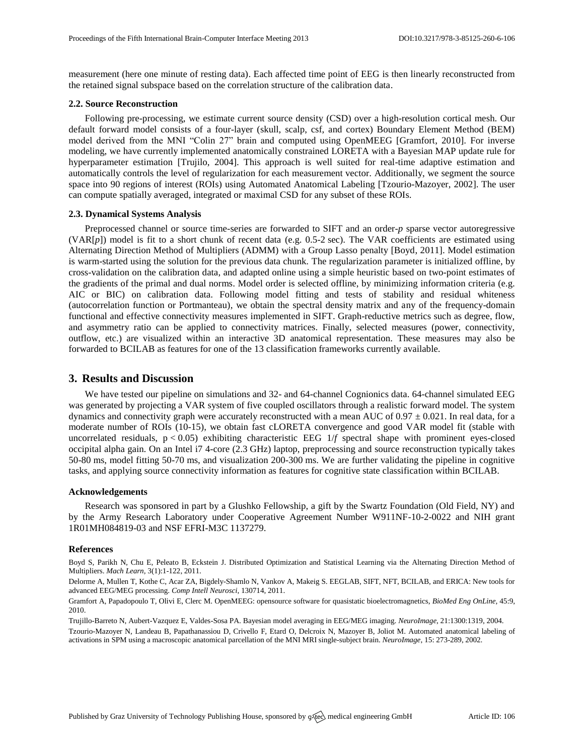measurement (here one minute of resting data). Each affected time point of EEG is then linearly reconstructed from the retained signal subspace based on the correlation structure of the calibration data.

### 2.2. Source Reconstruction

Following pre-processing, we estimate current source density (CSD) over a high-resolution cortical mesh. Our default forward model consists of a four-layer (skull, scalp, csf, and cortex) Boundary Element Method (BEM) model derived from the MNI "Colin 27" brain and computed using OpenMEEG [Gramfort, 2010]. For inverse modeling, we have currently implemented anatomically constrained LORETA with a Bayesian MAP update rule for hyperparameter estimation [Trujilo, 2004]. This approach is well suited for real-time adaptive estimation and automatically controls the level of regularization for each measurement vector. Additionally, we segment the source space into 90 regions of interest (ROIs) using Automated Anatomical Labeling [Tzourio-Mazoyer, 2002]. The user can compute spatially averaged, integrated or maximal CSD for any subset of these ROIs.

### 2.3. Dynamical Systems Analysis

Preprocessed channel or source time-series are forwarded to SIFT and an order-$p$ sparse vector autoregressive (VAR[$p$]) model is fit to a short chunk of recent data (e.g. 0.5-2 sec). The VAR coefficients are estimated using Alternating Direction Method of Multipliers (ADMM) with a Group Lasso penalty [Boyd, 2011]. Model estimation is warm-started using the solution for the previous data chunk. The regularization parameter is initialized offline, by cross-validation on the calibration data, and adapted online using a simple heuristic based on two-point estimates of the gradients of the primal and dual norms. Model order is selected offline, by minimizing information criteria (e.g. AIC or BIC) on calibration data. Following model fitting and tests of stability and residual whiteness (autocorrelation function or Portmanteau), we obtain the spectral density matrix and any of the frequency-domain functional and effective connectivity measures implemented in SIFT. Graph-reductive metrics such as degree, flow, and asymmetry ratio can be applied to connectivity matrices. Finally, selected measures (power, connectivity, outflow, etc.) are visualized within an interactive 3D anatomical representation. These measures may also be forwarded to BCILAB as features for one of the 13 classification frameworks currently available.

## 3. Results and Discussion

We have tested our pipeline on simulations and 32- and 64-channel Cognionics data. 64-channel simulated EEG was generated by projecting a VAR system of five coupled oscillators through a realistic forward model. The system dynamics and connectivity graph were accurately reconstructed with a mean AUC of $0.97 \pm 0.021$. In real data, for a moderate number of ROIs (10-15), we obtain fast cLORETA convergence and good VAR model fit (stable with uncorrelated residuals, $p < 0.05$) exhibiting characteristic EEG $1/f$ spectral shape with prominent eyes-closed occipital alpha gain. On an Intel i7 4-core (2.3 GHz) laptop, preprocessing and source reconstruction typically takes 50-80 ms, model fitting 50-70 ms, and visualization 200-300 ms. We are further validating the pipeline in cognitive tasks, and applying source connectivity information as features for cognitive state classification within BCILAB.

### Acknowledgements

Research was sponsored in part by a Glushko Fellowship, a gift by the Swartz Foundation (Old Field, NY) and by the Army Research Laboratory under Cooperative Agreement Number W911NF-10-2-0022 and NIH grant 1R01MH084819-03 and NSF EFRI-M3C 1137279.

### References

Boyd S, Parikh N, Chu E, Peleato B, Eckstein J. Distributed Optimization and Statistical Learning via the Alternating Direction Method of Multipliers. *Mach Learn*, 3(1):1-122, 2011.

Delorme A, Mullen T, Kothe C, Acar ZA, Bigdely-Shamlo N, Vankov A, Makeig S. EEGLAB, SIFT, NFT, BCILAB, and ERICA: New tools for advanced EEG/MEG processing. *Comp Intell Neurosci*, 130714, 2011.

Gramfort A, Papadopoulo T, Olivi E, Clerc M. OpenMEEG: opensource software for quasistatic bioelectromagnetics, *BioMed Eng OnLine*, 45:9, 2010.

Trujillo-Barreto N, Aubert-Vazquez E, Valdes-Sosa PA. Bayesian model averaging in EEG/MEG imaging. *NeuroImage*, 21:1300:1319, 2004.

Tzourio-Mazoyer N, Landeau B, Papathanassiou D, Crivello F, Etard O, Delcroix N, Mazoyer B, Joliot M. Automated anatomical labeling of activations in SPM using a macroscopic anatomical parcellation of the MNI MRI single-subject brain. *NeuroImage*, 15: 273-289, 2002.